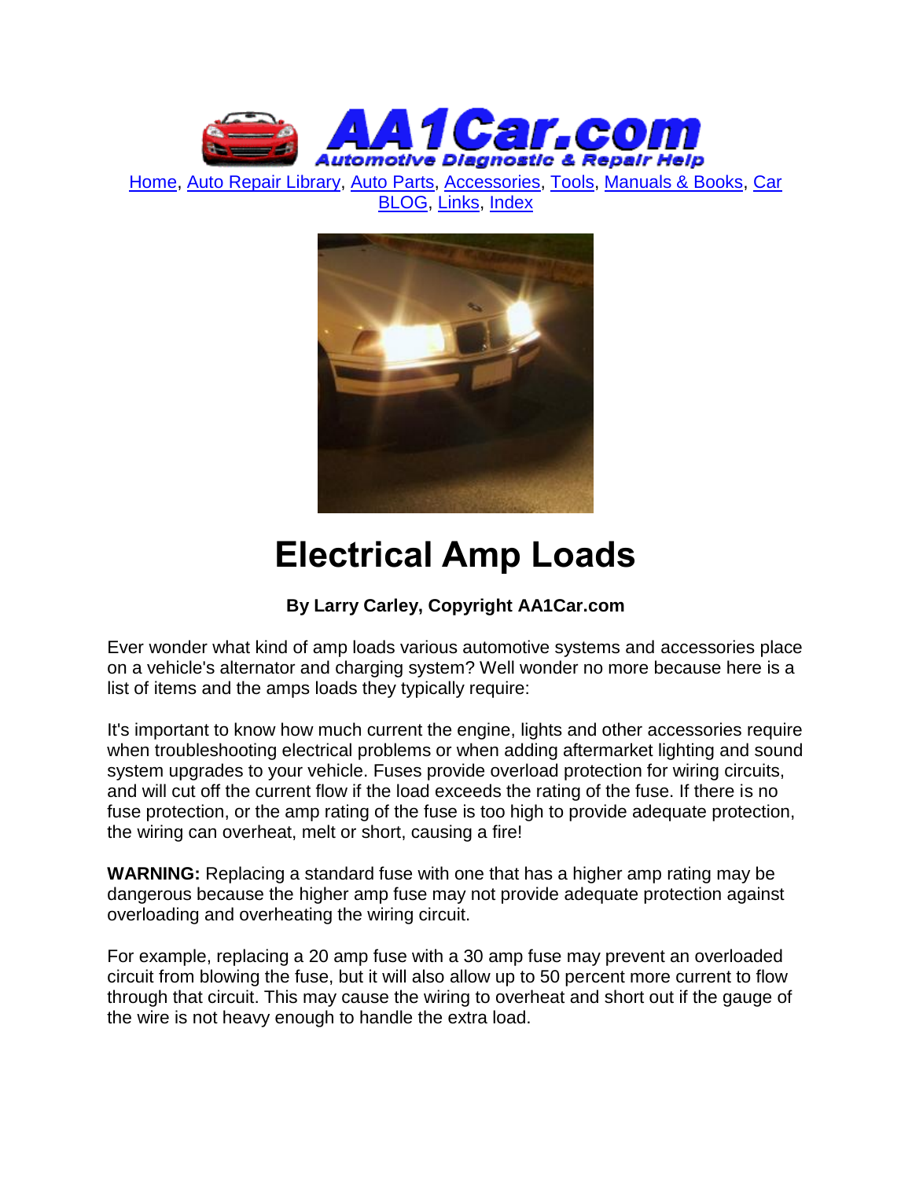Home, Auto Repair Library, Auto Parts, Accessories, Tools, Manuals & Books, Car BLOG, Links, Index

# Electrical Amp Loads

**By Larry Carley, Copyright AA1Car.com**

Ever wonder what kind of amp loads various automotive systems and accessories place on a vehicle's alternator and charging system? Well wonder no more because here is a list of items and the amps loads they typically require:

It's important to know how much current the engine, lights and other accessories require when troubleshooting electrical problems or when adding aftermarket lighting and sound system upgrades to your vehicle. Fuses provide overload protection for wiring circuits, and will cut off the current flow if the load exceeds the rating of the fuse. If there is no fuse protection, or the amp rating of the fuse is too high to provide adequate protection, the wiring can overheat, melt or short, causing a fire!

**WARNING:** Replacing a standard fuse with one that has a higher amp rating may be dangerous because the higher amp fuse may not provide adequate protection against overloading and overheating the wiring circuit.

For example, replacing a 20 amp fuse with a 30 amp fuse may prevent an overloaded circuit from blowing the fuse, but it will also allow up to 50 percent more current to flow through that circuit. This may cause the wiring to overheat and short out if the gauge of the wire is not heavy enough to handle the extra load.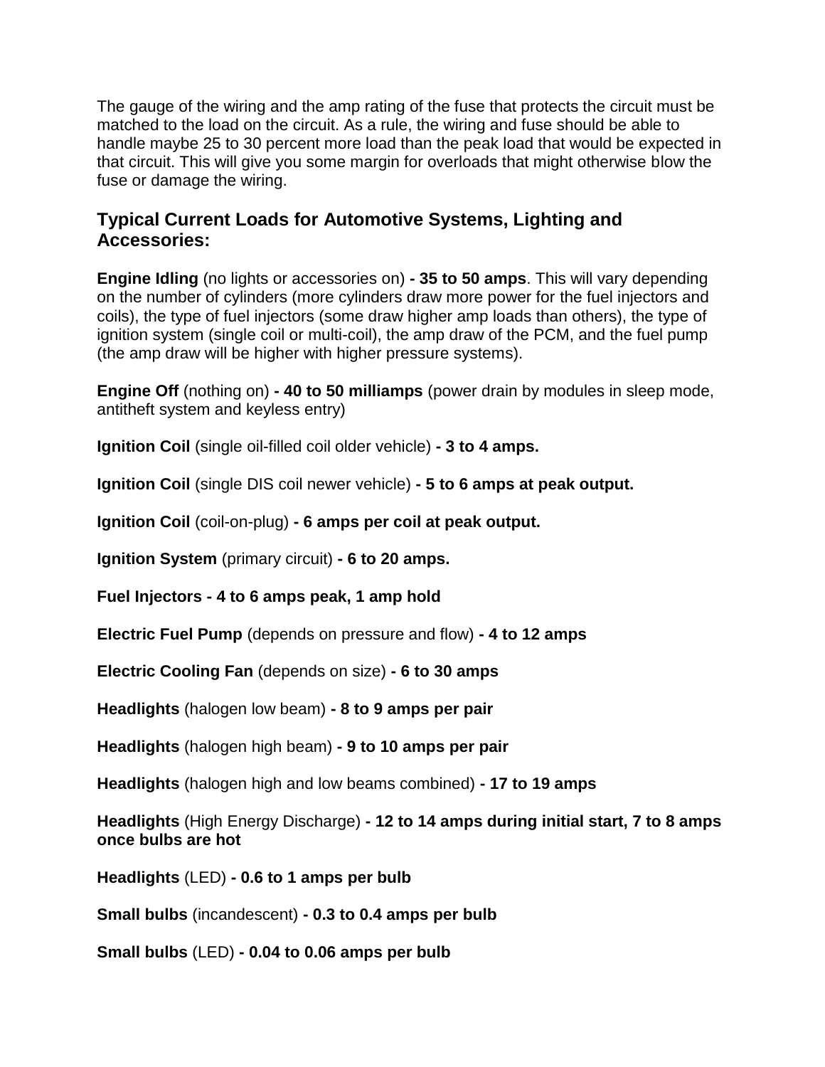The gauge of the wiring and the amp rating of the fuse that protects the circuit must be matched to the load on the circuit. As a rule, the wiring and fuse should be able to handle maybe 25 to 30 percent more load than the peak load that would be expected in that circuit. This will give you some margin for overloads that might otherwise blow the fuse or damage the wiring.

## Typical Current Loads for Automotive Systems, Lighting and Accessories:

**Engine Idling** (no lights or accessories on) **- 35 to 50 amps**. This will vary depending on the number of cylinders (more cylinders draw more power for the fuel injectors and coils), the type of fuel injectors (some draw higher amp loads than others), the type of ignition system (single coil or multi-coil), the amp draw of the PCM, and the fuel pump (the amp draw will be higher with higher pressure systems).

**Engine Off** (nothing on) **- 40 to 50 milliamps** (power drain by modules in sleep mode, antitheft system and keyless entry)

**Ignition Coil** (single oil-filled coil older vehicle) **- 3 to 4 amps.**

**Ignition Coil** (single DIS coil newer vehicle) **- 5 to 6 amps at peak output.**

**Ignition Coil** (coil-on-plug) **- 6 amps per coil at peak output.**

**Ignition System** (primary circuit) **- 6 to 20 amps.**

**Fuel Injectors - 4 to 6 amps peak, 1 amp hold**

**Electric Fuel Pump** (depends on pressure and flow) **- 4 to 12 amps**

**Electric Cooling Fan** (depends on size) **- 6 to 30 amps**

**Headlights** (halogen low beam) **- 8 to 9 amps per pair**

**Headlights** (halogen high beam) **- 9 to 10 amps per pair**

**Headlights** (halogen high and low beams combined) **- 17 to 19 amps**

**Headlights** (High Energy Discharge) **- 12 to 14 amps during initial start, 7 to 8 amps once bulbs are hot**

**Headlights** (LED) **- 0.6 to 1 amps per bulb**

**Small bulbs** (incandescent) **- 0.3 to 0.4 amps per bulb**

**Small bulbs** (LED) **- 0.04 to 0.06 amps per bulb**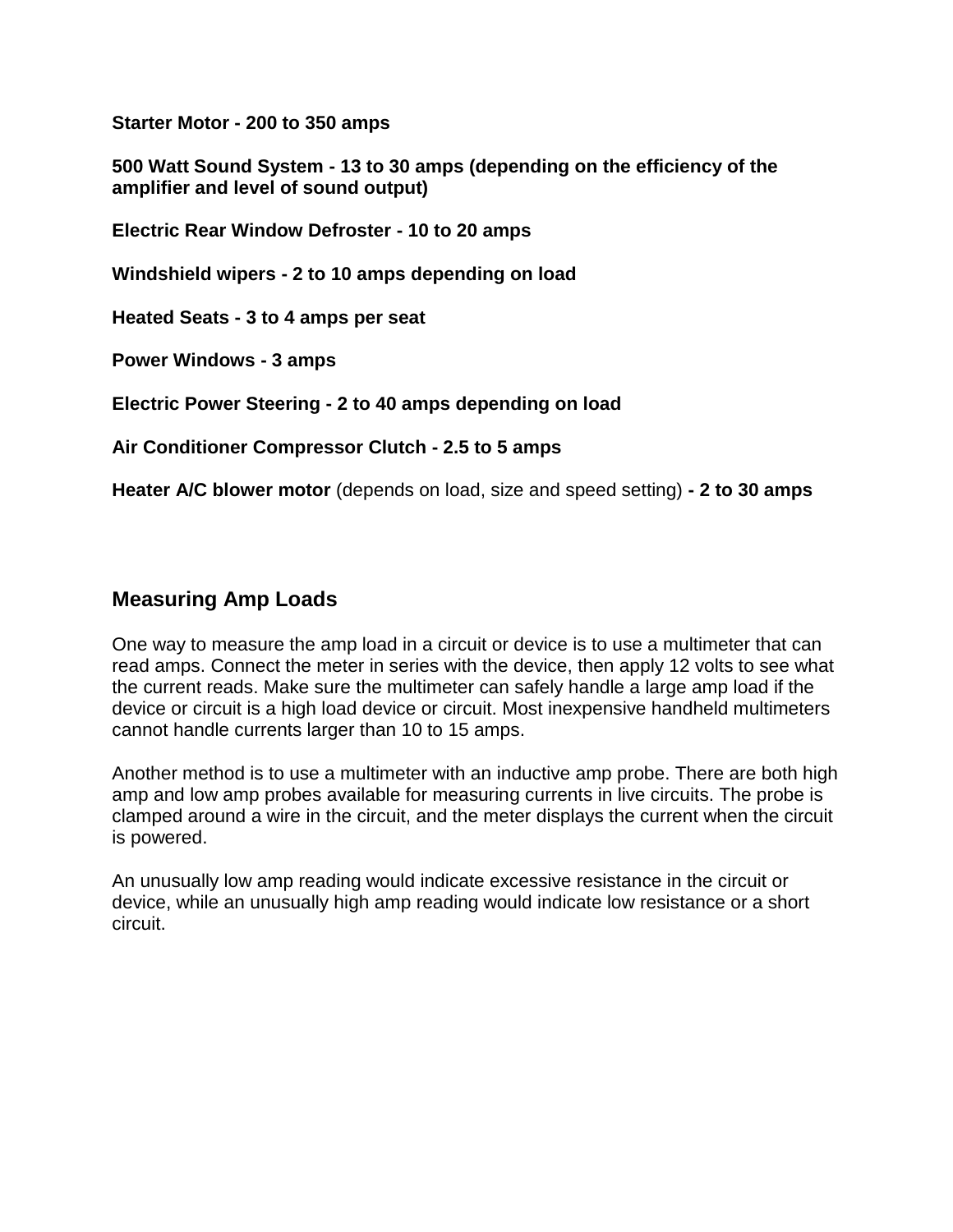**Starter Motor - 200 to 350 amps**

**500 Watt Sound System - 13 to 30 amps (depending on the efficiency of the amplifier and level of sound output)**

**Electric Rear Window Defroster - 10 to 20 amps**

**Windshield wipers - 2 to 10 amps depending on load**

**Heated Seats - 3 to 4 amps per seat**

**Power Windows - 3 amps**

**Electric Power Steering - 2 to 40 amps depending on load**

**Air Conditioner Compressor Clutch - 2.5 to 5 amps**

**Heater A/C blower motor** (depends on load, size and speed setting) **- 2 to 30 amps**

## Measuring Amp Loads

One way to measure the amp load in a circuit or device is to use a multimeter that can read amps. Connect the meter in series with the device, then apply 12 volts to see what the current reads. Make sure the multimeter can safely handle a large amp load if the device or circuit is a high load device or circuit. Most inexpensive handheld multimeters cannot handle currents larger than 10 to 15 amps.

Another method is to use a multimeter with an inductive amp probe. There are both high amp and low amp probes available for measuring currents in live circuits. The probe is clamped around a wire in the circuit, and the meter displays the current when the circuit is powered.

An unusually low amp reading would indicate excessive resistance in the circuit or device, while an unusually high amp reading would indicate low resistance or a short circuit.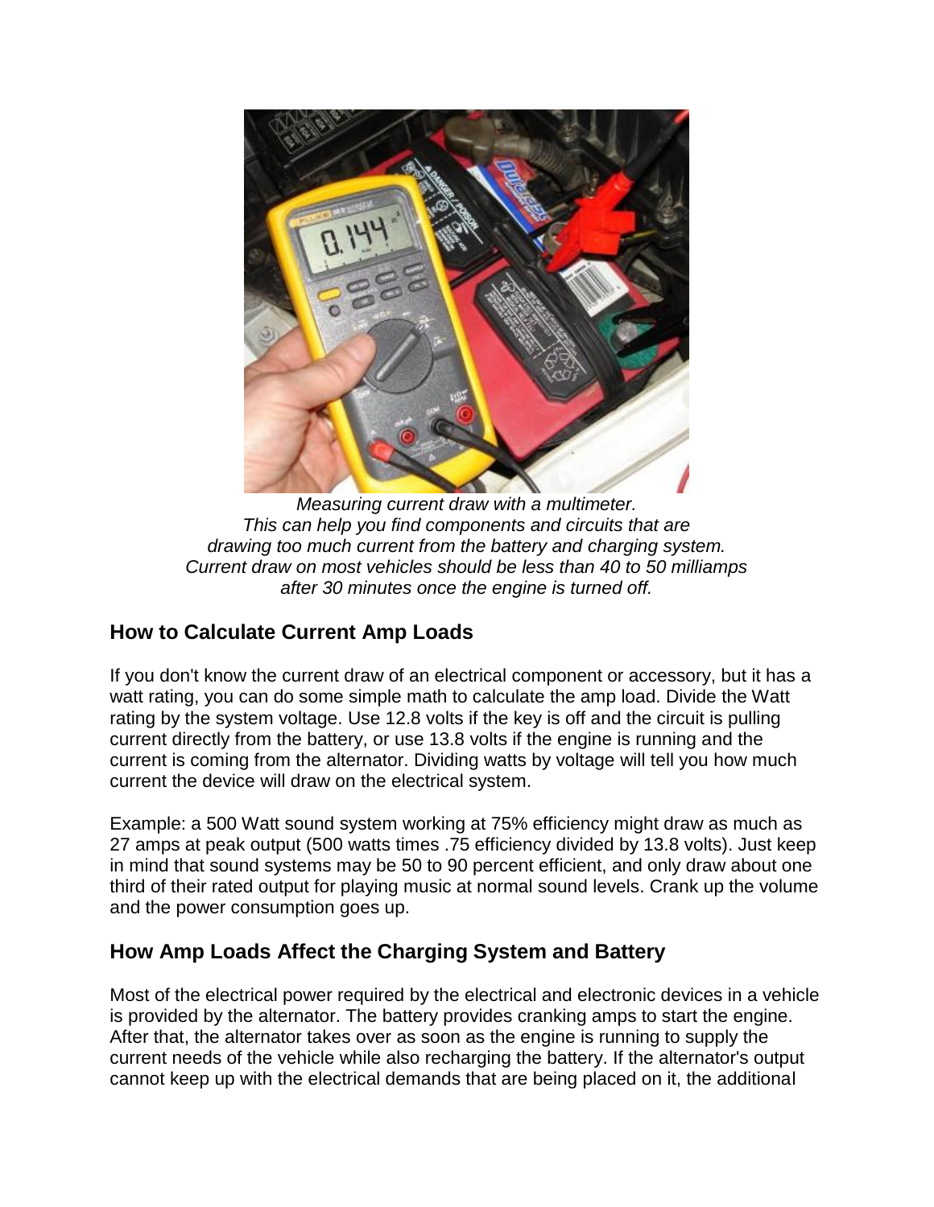*Measuring current draw with a multimeter.*
*This can help you find components and circuits that are drawing too much current from the battery and charging system.*
*Current draw on most vehicles should be less than 40 to 50 milliamps after 30 minutes once the engine is turned off.*

## How to Calculate Current Amp Loads

If you don't know the current draw of an electrical component or accessory, but it has a watt rating, you can do some simple math to calculate the amp load. Divide the Watt rating by the system voltage. Use 12.8 volts if the key is off and the circuit is pulling current directly from the battery, or use 13.8 volts if the engine is running and the current is coming from the alternator. Dividing watts by voltage will tell you how much current the device will draw on the electrical system.

Example: a 500 Watt sound system working at 75% efficiency might draw as much as 27 amps at peak output (500 watts times .75 efficiency divided by 13.8 volts). Just keep in mind that sound systems may be 50 to 90 percent efficient, and only draw about one third of their rated output for playing music at normal sound levels. Crank up the volume and the power consumption goes up.

## How Amp Loads Affect the Charging System and Battery

Most of the electrical power required by the electrical and electronic devices in a vehicle is provided by the alternator. The battery provides cranking amps to start the engine. After that, the alternator takes over as soon as the engine is running to supply the current needs of the vehicle while also recharging the battery. If the alternator's output cannot keep up with the electrical demands that are being placed on it, the additional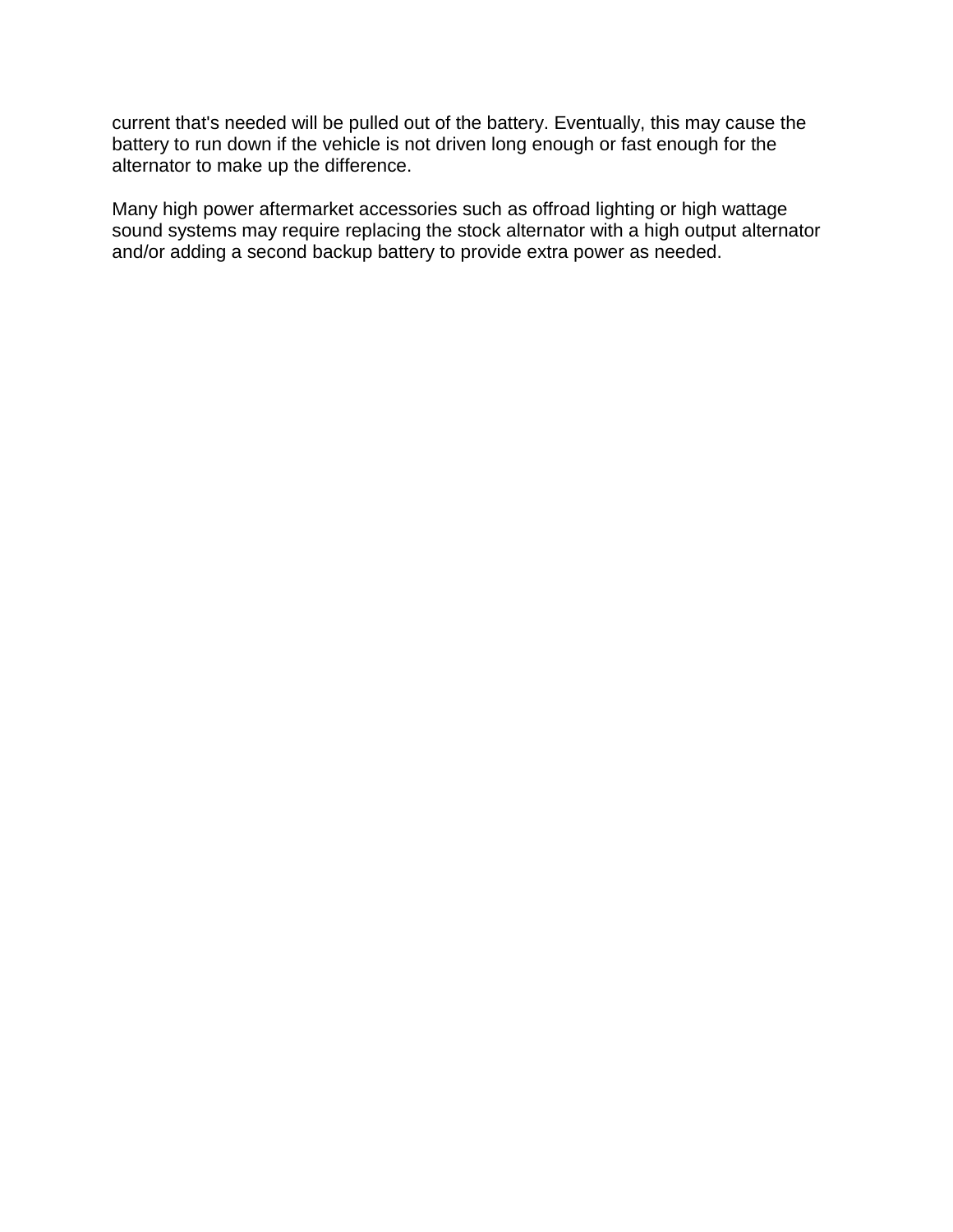current that's needed will be pulled out of the battery. Eventually, this may cause the battery to run down if the vehicle is not driven long enough or fast enough for the alternator to make up the difference.

Many high power aftermarket accessories such as offroad lighting or high wattage sound systems may require replacing the stock alternator with a high output alternator and/or adding a second backup battery to provide extra power as needed.